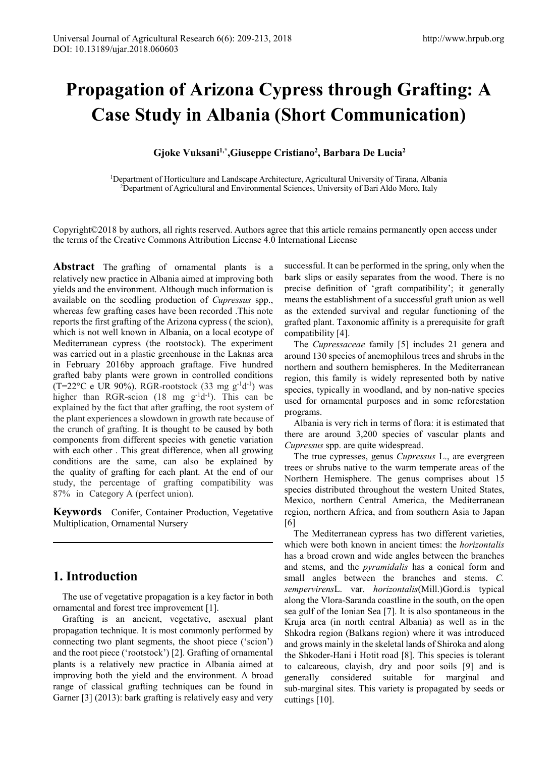# Propagation of Arizona Cypress through Grafting: A Case Study in Albania (Short Communication)

**Gjoke Vuksani[1,*], Giuseppe Cristiano[2], Barbara De Lucia[2]**

[1]Department of Horticulture and Landscape Architecture, Agricultural University of Tirana, Albania
[2]Department of Agricultural and Environmental Sciences, University of Bari Aldo Moro, Italy

Copyright©2018 by authors, all rights reserved. Authors agree that this article remains permanently open access under the terms of the Creative Commons Attribution License 4.0 International License

**Abstract** The grafting of ornamental plants is a relatively new practice in Albania aimed at improving both yields and the environment. Although much information is available on the seedling production of *Cupressus* spp., whereas few grafting cases have been recorded .This note reports the first grafting of the Arizona cypress ( the scion), which is not well known in Albania, on a local ecotype of Mediterranean cypress (the rootstock). The experiment was carried out in a plastic greenhouse in the Laknas area in February 2016by approach graftage. Five hundred grafted baby plants were grown in controlled conditions (T=22°C e UR 90%). RGR-rootstock (33 mg $g^{-1}d^{-1}$) was higher than RGR-scion (18 mg $g^{-1}d^{-1}$). This can be explained by the fact that after grafting, the root system of the plant experiences a slowdown in growth rate because of the crunch of grafting. It is thought to be caused by both components from different species with genetic variation with each other . This great difference, when all growing conditions are the same, can also be explained by the quality of grafting for each plant. At the end of our study, the percentage of grafting compatibility was 87% in Category A (perfect union).

**Keywords** Conifer, Container Production, Vegetative Multiplication, Ornamental Nursery

## 1. Introduction

The use of vegetative propagation is a key factor in both ornamental and forest tree improvement [1].

Grafting is an ancient, vegetative, asexual plant propagation technique. It is most commonly performed by connecting two plant segments, the shoot piece ('scion') and the root piece ('rootstock') [2]. Grafting of ornamental plants is a relatively new practice in Albania aimed at improving both the yield and the environment. A broad range of classical grafting techniques can be found in Garner [3] (2013): bark grafting is relatively easy and very successful. It can be performed in the spring, only when the bark slips or easily separates from the wood. There is no precise definition of 'graft compatibility'; it generally means the establishment of a successful graft union as well as the extended survival and regular functioning of the grafted plant. Taxonomic affinity is a prerequisite for graft compatibility [4].

The *Cupressaceae* family [5] includes 21 genera and around 130 species of anemophilous trees and shrubs in the northern and southern hemispheres. In the Mediterranean region, this family is widely represented both by native species, typically in woodland, and by non-native species used for ornamental purposes and in some reforestation programs.

Albania is very rich in terms of flora: it is estimated that there are around 3,200 species of vascular plants and *Cupressus* spp. are quite widespread.

The true cypresses, genus *Cupressus* L., are evergreen trees or shrubs native to the warm temperate areas of the Northern Hemisphere. The genus comprises about 15 species distributed throughout the western United States, Mexico, northern Central America, the Mediterranean region, northern Africa, and from southern Asia to Japan [6]

The Mediterranean cypress has two different varieties, which were both known in ancient times: the *horizontalis* has a broad crown and wide angles between the branches and stems, and the *pyramidalis* has a conical form and small angles between the branches and stems. *C. sempervirens*L. var. *horizontalis*(Mill.)Gord.is typical along the Vlora-Saranda coastline in the south, on the open sea gulf of the Ionian Sea [7]. It is also spontaneous in the Kruja area (in north central Albania) as well as in the Shkodra region (Balkans region) where it was introduced and grows mainly in the skeletal lands of Shiroka and along the Shkoder-Hani i Hotit road [8]. This species is tolerant to calcareous, clayish, dry and poor soils [9] and is generally considered suitable for marginal and sub-marginal sites. This variety is propagated by seeds or cuttings [10].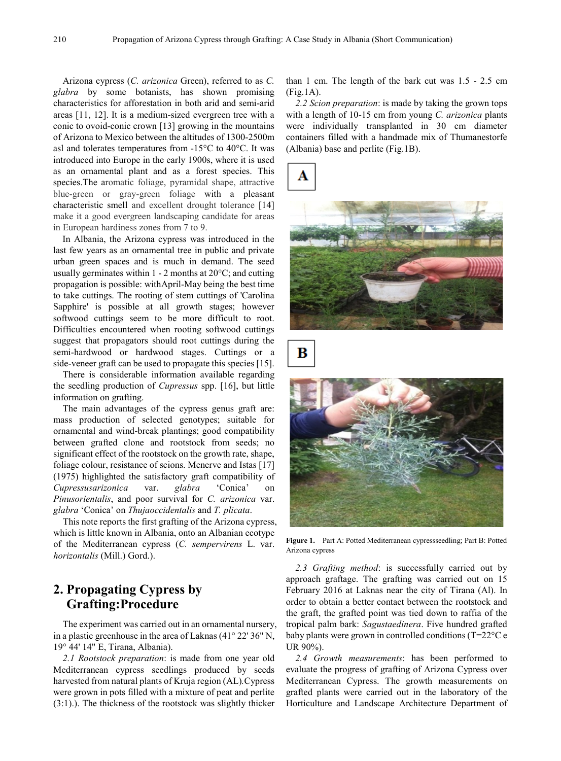Arizona cypress (*C. arizonica* Green), referred to as *C. glabra* by some botanists, has shown promising characteristics for afforestation in both arid and semi-arid areas [11, 12]. It is a medium-sized evergreen tree with a conic to ovoid-conic crown [13] growing in the mountains of Arizona to Mexico between the altitudes of 1300-2500m asl and tolerates temperatures from -15°C to 40°C. It was introduced into Europe in the early 1900s, where it is used as an ornamental plant and as a forest species. This species.The aromatic foliage, pyramidal shape, attractive blue-green or gray-green foliage with a pleasant characteristic smell and excellent drought tolerance [14] make it a good evergreen landscaping candidate for areas in European hardiness zones from 7 to 9.

In Albania, the Arizona cypress was introduced in the last few years as an ornamental tree in public and private urban green spaces and is much in demand. The seed usually germinates within 1 - 2 months at 20°C; and cutting propagation is possible: withApril-May being the best time to take cuttings. The rooting of stem cuttings of 'Carolina Sapphire' is possible at all growth stages; however softwood cuttings seem to be more difficult to root. Difficulties encountered when rooting softwood cuttings suggest that propagators should root cuttings during the semi-hardwood or hardwood stages. Cuttings or a side-veneer graft can be used to propagate this species [15].

There is considerable information available regarding the seedling production of *Cupressus* spp. [16], but little information on grafting.

The main advantages of the cypress genus graft are: mass production of selected genotypes; suitable for ornamental and wind-break plantings; good compatibility between grafted clone and rootstock from seeds; no significant effect of the rootstock on the growth rate, shape, foliage colour, resistance of scions. Menerve and Istas [17] (1975) highlighted the satisfactory graft compatibility of *Cupressusarizonica* var. *glabra* 'Conica' on *Pinusorientalis*, and poor survival for *C. arizonica* var. *glabra* 'Conica' on *Thujaoccidentalis* and *T. plicata*.

This note reports the first grafting of the Arizona cypress, which is little known in Albania, onto an Albanian ecotype of the Mediterranean cypress (*C. sempervirens* L. var. *horizontalis* (Mill.) Gord.).

## 2. Propagating Cypress by Grafting:Procedure

The experiment was carried out in an ornamental nursery, in a plastic greenhouse in the area of Laknas (41° 22' 36" N, 19° 44' 14" E, Tirana, Albania).

*2.1 Rootstock preparation*: is made from one year old Mediterranean cypress seedlings produced by seeds harvested from natural plants of Kruja region (AL).Cypress were grown in pots filled with a mixture of peat and perlite (3:1).). The thickness of the rootstock was slightly thicker than 1 cm. The length of the bark cut was 1.5 - 2.5 cm (Fig.1A).

*2.2 Scion preparation*: is made by taking the grown tops with a length of 10-15 cm from young *C. arizonica* plants were individually transplanted in 30 cm diameter containers filled with a handmade mix of Thumanestorfe (Albania) base and perlite (Fig.1B).

**Figure 1.** Part A: Potted Mediterranean cypressseedling; Part B: Potted Arizona cypress

*2.3 Grafting method*: is successfully carried out by approach graftage. The grafting was carried out on 15 February 2016 at Laknas near the city of Tirana (Al). In order to obtain a better contact between the rootstock and the graft, the grafted point was tied down to raffia of the tropical palm bark: *Sagustaedinera*. Five hundred grafted baby plants were grown in controlled conditions (T=22°C e UR 90%).

*2.4 Growth measurements*: has been performed to evaluate the progress of grafting of Arizona Cypress over Mediterranean Cypress. The growth measurements on grafted plants were carried out in the laboratory of the Horticulture and Landscape Architecture Department of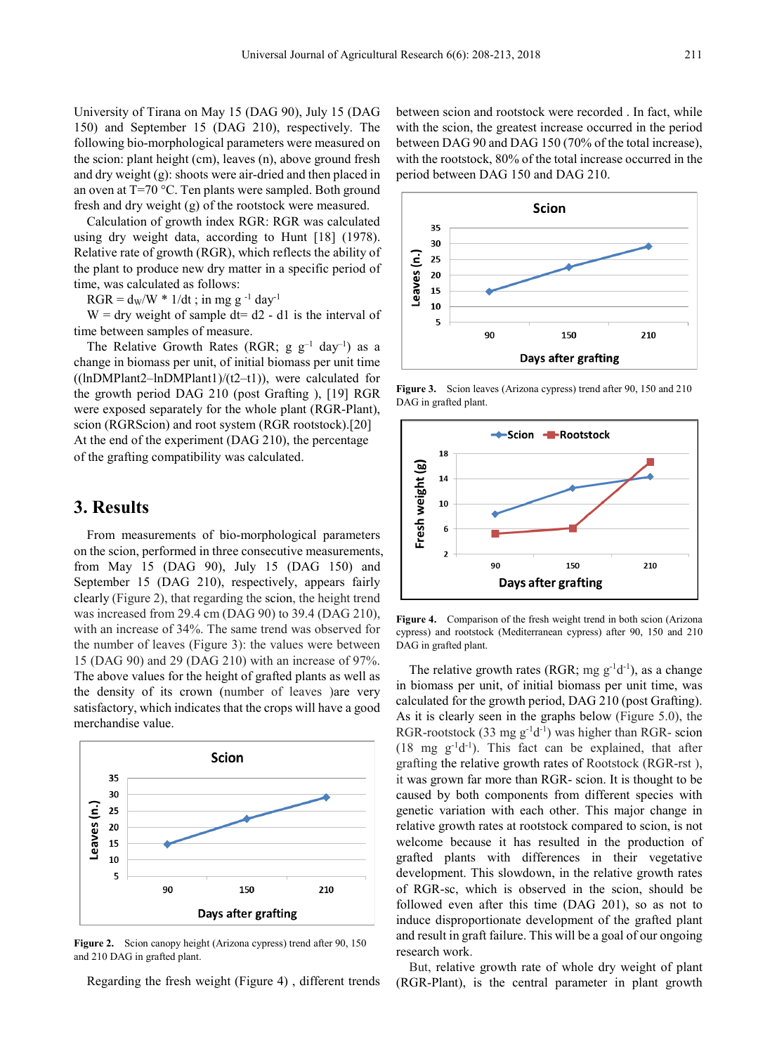University of Tirana on May 15 (DAG 90), July 15 (DAG 150) and September 15 (DAG 210), respectively. The following bio-morphological parameters were measured on the scion: plant height (cm), leaves (n), above ground fresh and dry weight (g): shoots were air-dried and then placed in an oven at T=70 °C. Ten plants were sampled. Both ground fresh and dry weight (g) of the rootstock were measured.

Calculation of growth index RGR: RGR was calculated using dry weight data, according to Hunt [18] (1978). Relative rate of growth (RGR), which reflects the ability of the plant to produce new dry matter in a specific period of time, was calculated as follows:

RGR = $d_W/W * 1/dt$ ; in mg g $^{-1}$ day$^{-1}$

W = dry weight of sample dt= d2 - d1 is the interval of time between samples of measure.

The Relative Growth Rates (RGR; g g$^{-1}$ day$^{-1}$) as a change in biomass per unit, of initial biomass per unit time ((lnDMPlant2–lnDMPlant1)/(t2–t1)), were calculated for the growth period DAG 210 (post Grafting ), [19] RGR were exposed separately for the whole plant (RGR-Plant), scion (RGRscion) and root system (RGR rootstock).[20] At the end of the experiment (DAG 210), the percentage of the grafting compatibility was calculated.

## 3. Results

From measurements of bio-morphological parameters on the scion, performed in three consecutive measurements, from May 15 (DAG 90), July 15 (DAG 150) and September 15 (DAG 210), respectively, appears fairly clearly (Figure 2), that regarding the scion, the height trend was increased from 29.4 cm (DAG 90) to 39.4 (DAG 210), with an increase of 34%. The same trend was observed for the number of leaves (Figure 3): the values were between 15 (DAG 90) and 29 (DAG 210) with an increase of 97%. The above values for the height of grafted plants as well as the density of its crown (number of leaves )are very satisfactory, which indicates that the crops will have a good merchandise value.

**Figure 2.** Scion canopy height (Arizona cypress) trend after 90, 150 and 210 DAG in grafted plant.

Regarding the fresh weight (Figure 4) , different trends between scion and rootstock were recorded . In fact, while with the scion, the greatest increase occurred in the period between DAG 90 and DAG 150 (70% of the total increase), with the rootstock, 80% of the total increase occurred in the period between DAG 150 and DAG 210.

**Figure 3.** Scion leaves (Arizona cypress) trend after 90, 150 and 210 DAG in grafted plant.

**Figure 4.** Comparison of the fresh weight trend in both scion (Arizona cypress) and rootstock (Mediterranean cypress) after 90, 150 and 210 DAG in grafted plant.

The relative growth rates (RGR; mg g$^{-1}$d$^{-1}$), as a change in biomass per unit, of initial biomass per unit time, was calculated for the growth period, DAG 210 (post Grafting). As it is clearly seen in the graphs below (Figure 5.0), the RGR-rootstock (33 mg g$^{-1}$d$^{-1}$) was higher than RGR- scion (18 mg g$^{-1}$d$^{-1}$). This fact can be explained, that after grafting the relative growth rates of Rootstock (RGR-rst ), it was grown far more than RGR- scion. It is thought to be caused by both components from different species with genetic variation with each other. This major change in relative growth rates at rootstock compared to scion, is not welcome because it has resulted in the production of grafted plants with differences in their vegetative development. This slowdown, in the relative growth rates of RGR-sc, which is observed in the scion, should be followed even after this time (DAG 201), so as not to induce disproportionate development of the grafted plant and result in graft failure. This will be a goal of our ongoing research work.

But, relative growth rate of whole dry weight of plant (RGR-Plant), is the central parameter in plant growth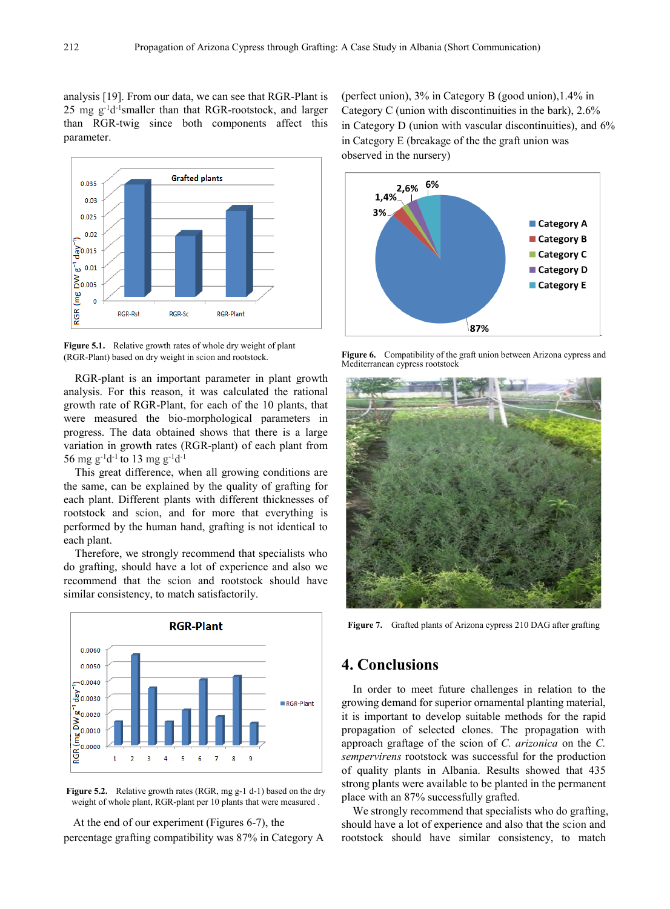analysis [19]. From our data, we can see that RGR-Plant is 25 mg $g^{-1}d^{-1}$smaller than that RGR-rootstock, and larger than RGR-twig since both components affect this parameter.

**Figure 5.1.** Relative growth rates of whole dry weight of plant (RGR-Plant) based on dry weight in scion and rootstock.

RGR-plant is an important parameter in plant growth analysis. For this reason, it was calculated the rational growth rate of RGR-Plant, for each of the 10 plants, that were measured the bio-morphological parameters in progress. The data obtained shows that there is a large variation in growth rates (RGR-plant) of each plant from 56 mg $g^{-1}d^{-1}$ to 13 mg $g^{-1}d^{-1}$

This great difference, when all growing conditions are the same, can be explained by the quality of grafting for each plant. Different plants with different thicknesses of rootstock and scion, and for more that everything is performed by the human hand, grafting is not identical to each plant.

Therefore, we strongly recommend that specialists who do grafting, should have a lot of experience and also we recommend that the scion and rootstock should have similar consistency, to match satisfactorily.

**Figure 5.2.** Relative growth rates (RGR, mg g-1 d-1) based on the dry weight of whole plant, RGR-plant per 10 plants that were measured .

At the end of our experiment (Figures 6-7), the percentage grafting compatibility was 87% in Category A (perfect union), 3% in Category B (good union),1.4% in Category C (union with discontinuities in the bark), 2.6% in Category D (union with vascular discontinuities), and 6% in Category E (breakage of the the graft union was observed in the nursery)

**Figure 6.** Compatibility of the graft union between Arizona cypress and Mediterranean cypress rootstock

**Figure 7.** Grafted plants of Arizona cypress 210 DAG after grafting

## 4. Conclusions

In order to meet future challenges in relation to the growing demand for superior ornamental planting material, it is important to develop suitable methods for the rapid propagation of selected clones. The propagation with approach graftage of the scion of *C. arizonica* on the *C. sempervirens* rootstock was successful for the production of quality plants in Albania. Results showed that 435 strong plants were available to be planted in the permanent place with an 87% successfully grafted.

We strongly recommend that specialists who do grafting, should have a lot of experience and also that the scion and rootstock should have similar consistency, to match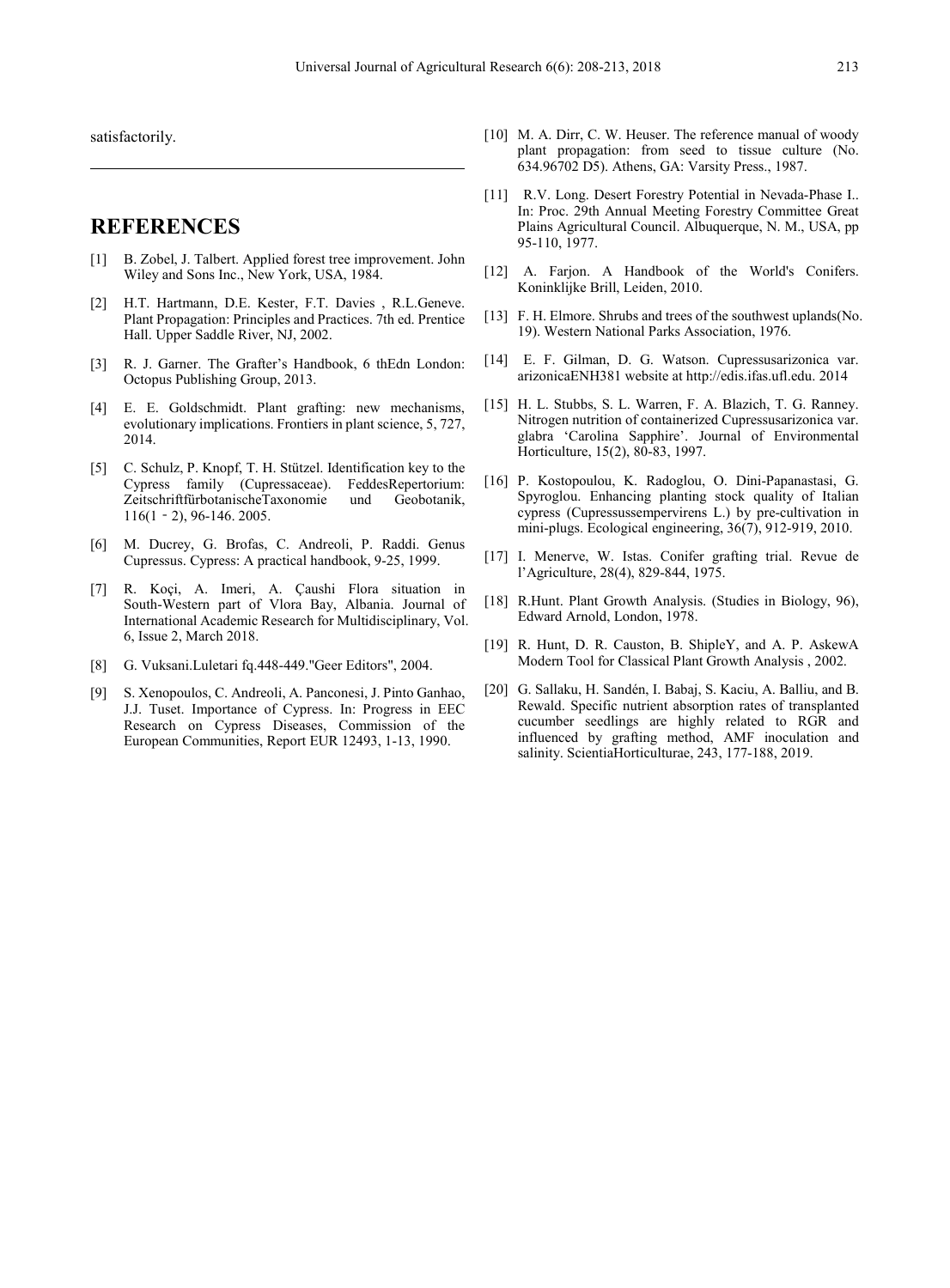satisfactorily.

---

## REFERENCES

[1] B. Zobel, J. Talbert. Applied forest tree improvement. John Wiley and Sons Inc., New York, USA, 1984.

[2] H.T. Hartmann, D.E. Kester, F.T. Davies , R.L.Geneve. Plant Propagation: Principles and Practices. 7th ed. Prentice Hall. Upper Saddle River, NJ, 2002.

[3] R. J. Garner. The Grafter's Handbook, 6 thEdn London: Octopus Publishing Group, 2013.

[4] E. E. Goldschmidt. Plant grafting: new mechanisms, evolutionary implications. Frontiers in plant science, 5, 727, 2014.

[5] C. Schulz, P. Knopf, T. H. Stützel. Identification key to the Cypress family (Cupressaceae). FeddesRepertorium: ZeitschriftfürbotanischeTaxonomie und Geobotanik, 116(1‐2), 96-146. 2005.

[6] M. Ducrey, G. Brofas, C. Andreoli, P. Raddi. Genus Cupressus. Cypress: A practical handbook, 9-25, 1999.

[7] R. Koçi, A. Imeri, A. Çaushi Flora situation in South-Western part of Vlora Bay, Albania. Journal of International Academic Research for Multidisciplinary, Vol. 6, Issue 2, March 2018.

[8] G. Vuksani.Luletari fq.448-449."Geer Editors", 2004.

[9] S. Xenopoulos, C. Andreoli, A. Panconesi, J. Pinto Ganhao, J.J. Tuset. Importance of Cypress. In: Progress in EEC Research on Cypress Diseases, Commission of the European Communities, Report EUR 12493, 1-13, 1990.

[10] M. A. Dirr, C. W. Heuser. The reference manual of woody plant propagation: from seed to tissue culture (No. 634.96702 D5). Athens, GA: Varsity Press., 1987.

[11] R.V. Long. Desert Forestry Potential in Nevada-Phase I.. In: Proc. 29th Annual Meeting Forestry Committee Great Plains Agricultural Council. Albuquerque, N. M., USA, pp 95-110, 1977.

[12] A. Farjon. A Handbook of the World's Conifers. Koninklijke Brill, Leiden, 2010.

[13] F. H. Elmore. Shrubs and trees of the southwest uplands(No. 19). Western National Parks Association, 1976.

[14] E. F. Gilman, D. G. Watson. Cupressusarizonica var. arizonicaENH381 website at http://edis.ifas.ufl.edu. 2014

[15] H. L. Stubbs, S. L. Warren, F. A. Blazich, T. G. Ranney. Nitrogen nutrition of containerized Cupressusarizonica var. glabra 'Carolina Sapphire'. Journal of Environmental Horticulture, 15(2), 80-83, 1997.

[16] P. Kostopoulou, K. Radoglou, O. Dini-Papanastasi, G. Spyroglou. Enhancing planting stock quality of Italian cypress (Cupressussempervirens L.) by pre-cultivation in mini-plugs. Ecological engineering, 36(7), 912-919, 2010.

[17] I. Menerve, W. Istas. Conifer grafting trial. Revue de l'Agriculture, 28(4), 829-844, 1975.

[18] R.Hunt. Plant Growth Analysis. (Studies in Biology, 96), Edward Arnold, London, 1978.

[19] R. Hunt, D. R. Causton, B. ShipleY, and A. P. AskewA Modern Tool for Classical Plant Growth Analysis , 2002.

[20] G. Sallaku, H. Sandén, I. Babaj, S. Kaciu, A. Balliu, and B. Rewald. Specific nutrient absorption rates of transplanted cucumber seedlings are highly related to RGR and influenced by grafting method, AMF inoculation and salinity. ScientiaHorticulturae, 243, 177-188, 2019.